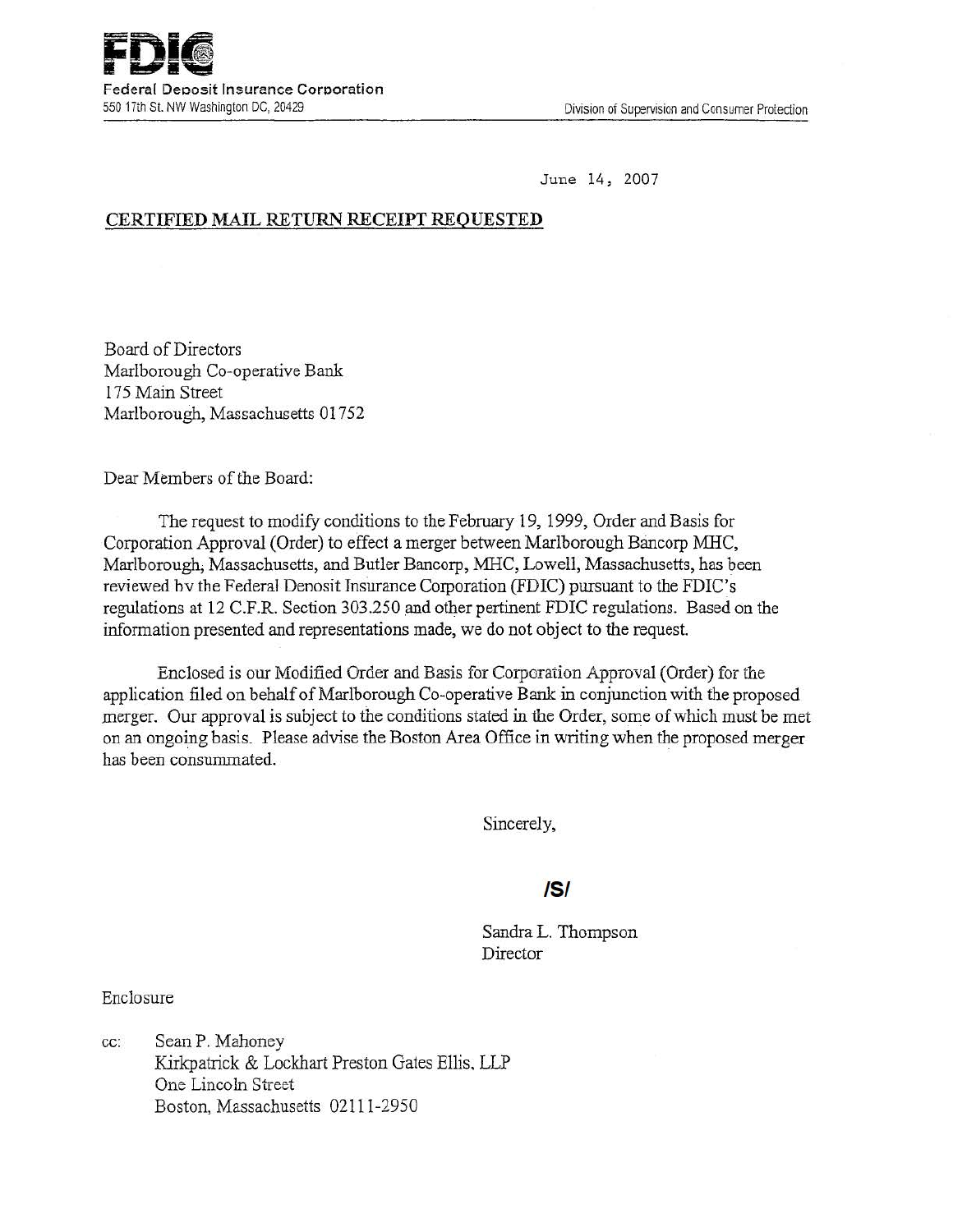**FDIC**

Federal Deposit Insurance Corporation
550 17th St. NW Washington DC, 20429

Division of Supervision and Consumer Protection

June 14, 2007

**CERTIFIED MAIL RETURN RECEIPT REQUESTED**

Board of Directors
Marlborough Co-operative Bank
175 Main Street
Marlborough, Massachusetts 01752

Dear Members of the Board:

The request to modify conditions to the February 19, 1999, Order and Basis for Corporation Approval (Order) to effect a merger between Marlborough Bancorp MHC, Marlborough, Massachusetts, and Butler Bancorp, MHC, Lowell, Massachusetts, has been reviewed by the Federal Deposit Insurance Corporation (FDIC) pursuant to the FDIC's regulations at 12 C.F.R. Section 303.250 and other pertinent FDIC regulations. Based on the information presented and representations made, we do not object to the request.

Enclosed is our Modified Order and Basis for Corporation Approval (Order) for the application filed on behalf of Marlborough Co-operative Bank in conjunction with the proposed merger. Our approval is subject to the conditions stated in the Order, some of which must be met on an ongoing basis. Please advise the Boston Area Office in writing when the proposed merger has been consummated.

Sincerely,

**/S/**

Sandra L. Thompson
Director

Enclosure

cc: Sean P. Mahoney
Kirkpatrick & Lockhart Preston Gates Ellis, LLP
One Lincoln Street
Boston, Massachusetts 02111-2950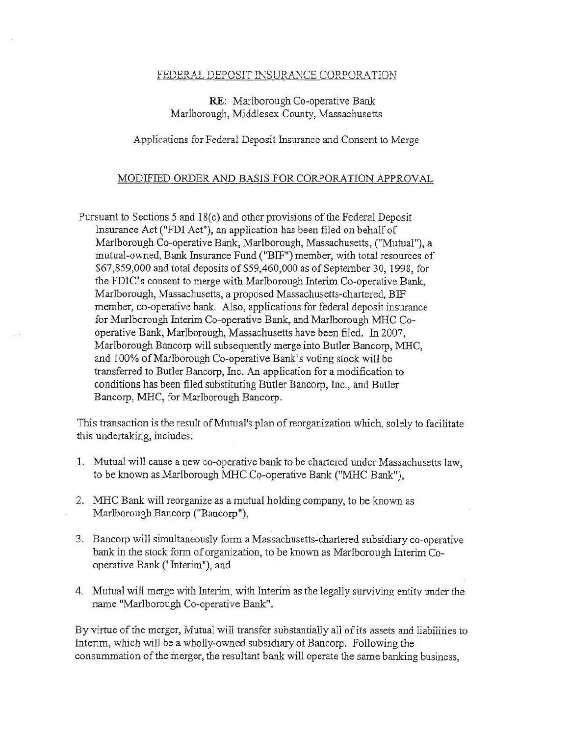FEDERAL DEPOSIT INSURANCE CORPORATION

**RE**: Marlborough Co-operative Bank
Marlborough, Middlesex County, Massachusetts

Applications for Federal Deposit Insurance and Consent to Merge

## MODIFIED ORDER AND BASIS FOR CORPORATION APPROVAL

Pursuant to Sections 5 and 18(c) and other provisions of the Federal Deposit Insurance Act ("FDI Act"), an application has been filed on behalf of Marlborough Co-operative Bank, Marlborough, Massachusetts, ("Mutual"), a mutual-owned, Bank Insurance Fund ("BIF") member, with total resources of $67,859,000 and total deposits of $59,460,000 as of September 30, 1998, for the FDIC's consent to merge with Marlborough Interim Co-operative Bank, Marlborough, Massachusetts, a proposed Massachusetts-chartered, BIF member, co-operative bank. Also, applications for federal deposit insurance for Marlborough Interim Co-operative Bank, and Marlborough MHC Co-operative Bank, Marlborough, Massachusetts have been filed. In 2007, Marlborough Bancorp will subsequently merge into Butler Bancorp, MHC, and 100% of Marlborough Co-operative Bank's voting stock will be transferred to Butler Bancorp, Inc. An application for a modification to conditions has been filed substituting Butler Bancorp, Inc., and Butler Bancorp, MHC, for Marlborough Bancorp.

This transaction is the result of Mutual's plan of reorganization which, solely to facilitate this undertaking, includes:

1. Mutual will cause a new co-operative bank to be chartered under Massachusetts law, to be known as Marlborough MHC Co-operative Bank ("MHC Bank"),
2. MHC Bank will reorganize as a mutual holding company, to be known as Marlborough Bancorp ("Bancorp"),
3. Bancorp will simultaneously form a Massachusetts-chartered subsidiary co-operative bank in the stock form of organization, to be known as Marlborough Interim Co-operative Bank ("Interim"), and
4. Mutual will merge with Interim, with Interim as the legally surviving entity under the name "Marlborough Co-operative Bank".

By virtue of the merger, Mutual will transfer substantially all of its assets and liabilities to Interim, which will be a wholly-owned subsidiary of Bancorp. Following the consummation of the merger, the resultant bank will operate the same banking business,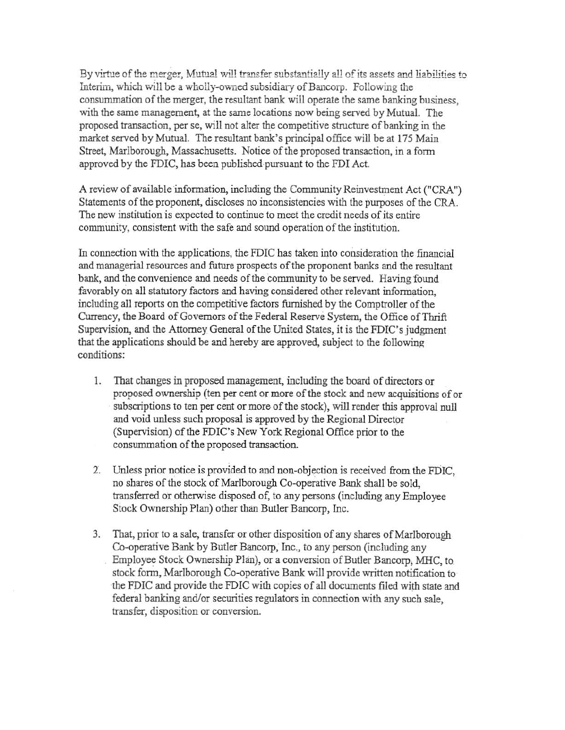By virtue of the merger, Mutual will transfer substantially all of its assets and liabilities to Interim, which will be a wholly-owned subsidiary of Bancorp. Following the consummation of the merger, the resultant bank will operate the same banking business, with the same management, at the same locations now being served by Mutual. The proposed transaction, per se, will not alter the competitive structure of banking in the market served by Mutual. The resultant bank's principal office will be at 175 Main Street, Marlborough, Massachusetts. Notice of the proposed transaction, in a form approved by the FDIC, has been published pursuant to the FDI Act.

A review of available information, including the Community Reinvestment Act ("CRA") Statements of the proponent, discloses no inconsistencies with the purposes of the CRA. The new institution is expected to continue to meet the credit needs of its entire community, consistent with the safe and sound operation of the institution.

In connection with the applications, the FDIC has taken into consideration the financial and managerial resources and future prospects of the proponent banks and the resultant bank, and the convenience and needs of the community to be served. Having found favorably on all statutory factors and having considered other relevant information, including all reports on the competitive factors furnished by the Comptroller of the Currency, the Board of Governors of the Federal Reserve System, the Office of Thrift Supervision, and the Attorney General of the United States, it is the FDIC's judgment that the applications should be and hereby are approved, subject to the following conditions:

1. That changes in proposed management, including the board of directors or proposed ownership (ten per cent or more of the stock and new acquisitions of or subscriptions to ten per cent or more of the stock), will render this approval null and void unless such proposal is approved by the Regional Director (Supervision) of the FDIC's New York Regional Office prior to the consummation of the proposed transaction.

2. Unless prior notice is provided to and non-objection is received from the FDIC, no shares of the stock of Marlborough Co-operative Bank shall be sold, transferred or otherwise disposed of, to any persons (including any Employee Stock Ownership Plan) other than Butler Bancorp, Inc.

3. That, prior to a sale, transfer or other disposition of any shares of Marlborough Co-operative Bank by Butler Bancorp, Inc., to any person (including any Employee Stock Ownership Plan), or a conversion of Butler Bancorp, MHC, to stock form, Marlborough Co-operative Bank will provide written notification to the FDIC and provide the FDIC with copies of all documents filed with state and federal banking and/or securities regulators in connection with any such sale, transfer, disposition or conversion.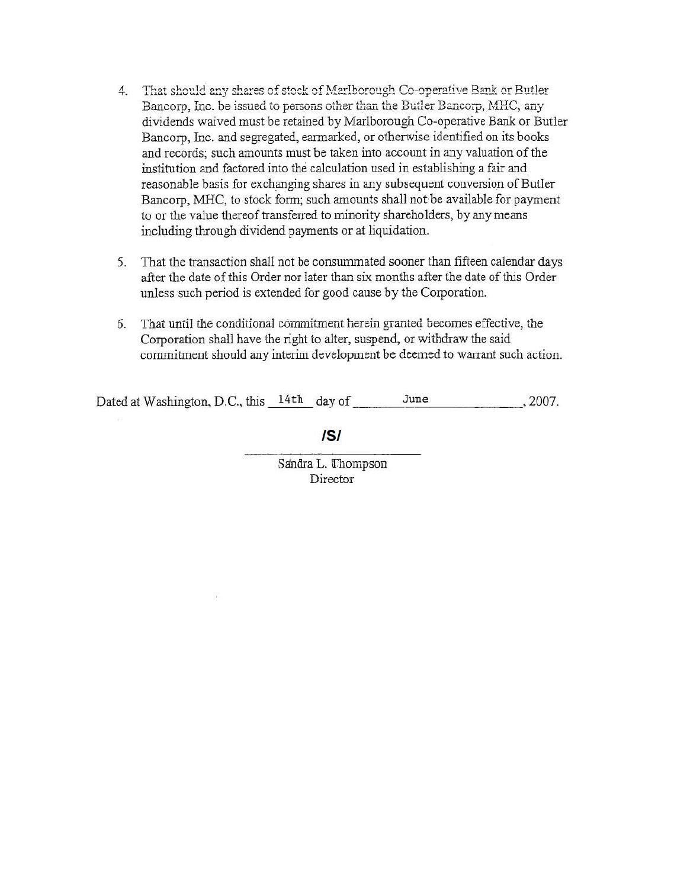4. That should any shares of stock of Marlborough Co-operative Bank or Butler Bancorp, Inc. be issued to persons other than the Butler Bancorp, MHC, any dividends waived must be retained by Marlborough Co-operative Bank or Butler Bancorp, Inc. and segregated, earmarked, or otherwise identified on its books and records; such amounts must be taken into account in any valuation of the institution and factored into the calculation used in establishing a fair and reasonable basis for exchanging shares in any subsequent conversion of Butler Bancorp, MHC, to stock form; such amounts shall not be available for payment to or the value thereof transferred to minority shareholders, by any means including through dividend payments or at liquidation.

5. That the transaction shall not be consummated sooner than fifteen calendar days after the date of this Order nor later than six months after the date of this Order unless such period is extended for good cause by the Corporation.

6. That until the conditional commitment herein granted becomes effective, the Corporation shall have the right to alter, suspend, or withdraw the said commitment should any interim development be deemed to warrant such action.

Dated at Washington, D.C., this 14th day of June, 2007.

/S/

Sandra L. Thompson
Director